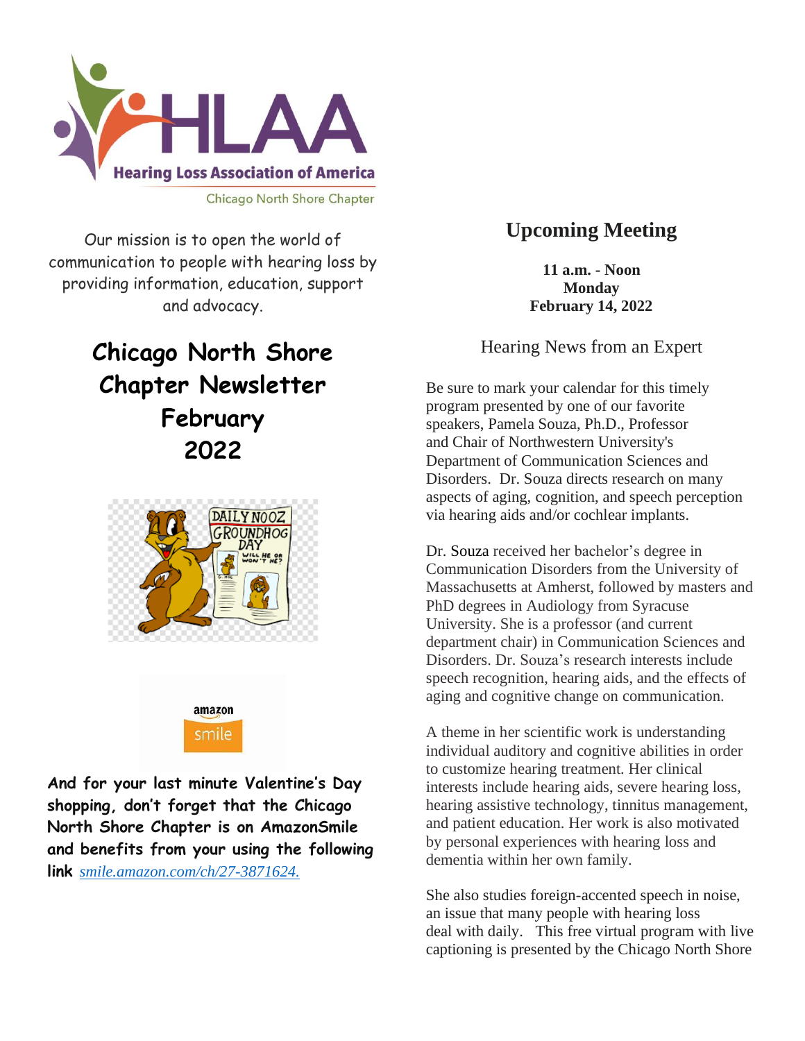Hearing Loss Association of America

Chicago North Shore Chapter

Our mission is to open the world of communication to people with hearing loss by providing information, education, support and advocacy.

# Chicago North Shore Chapter Newsletter February 2022

**And for your last minute Valentine's Day shopping, don't forget that the Chicago North Shore Chapter is on AmazonSmile and benefits from your using the following link** *smile.amazon.com/ch/27-3871624.*

## Upcoming Meeting

**11 a.m. - Noon**
**Monday**
**February 14, 2022**

### Hearing News from an Expert

Be sure to mark your calendar for this timely program presented by one of our favorite speakers, Pamela Souza, Ph.D., Professor and Chair of Northwestern University's Department of Communication Sciences and Disorders. Dr. Souza directs research on many aspects of aging, cognition, and speech perception via hearing aids and/or cochlear implants.

Dr. Souza received her bachelor's degree in Communication Disorders from the University of Massachusetts at Amherst, followed by masters and PhD degrees in Audiology from Syracuse University. She is a professor (and current department chair) in Communication Sciences and Disorders. Dr. Souza's research interests include speech recognition, hearing aids, and the effects of aging and cognitive change on communication.

A theme in her scientific work is understanding individual auditory and cognitive abilities in order to customize hearing treatment. Her clinical interests include hearing aids, severe hearing loss, hearing assistive technology, tinnitus management, and patient education. Her work is also motivated by personal experiences with hearing loss and dementia within her own family.

She also studies foreign-accented speech in noise, an issue that many people with hearing loss deal with daily. This free virtual program with live captioning is presented by the Chicago North Shore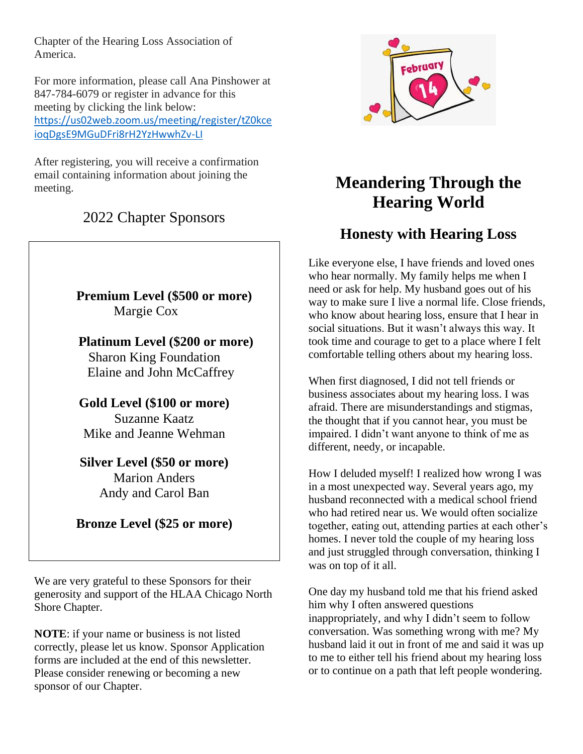Chapter of the Hearing Loss Association of America.

For more information, please call Ana Pinshower at 847-784-6079 or register in advance for this meeting by clicking the link below:
https://us02web.zoom.us/meeting/register/tZ0kceioqDgsE9MGuDFri8rH2YzHwwhZv-LI

After registering, you will receive a confirmation email containing information about joining the meeting.

## 2022 Chapter Sponsors

**Premium Level ($500 or more)**
Margie Cox

**Platinum Level ($200 or more)**
Sharon King Foundation
Elaine and John McCaffrey

**Gold Level ($100 or more)**
Suzanne Kaatz
Mike and Jeanne Wehman

**Silver Level ($50 or more)**
Marion Anders
Andy and Carol Ban

**Bronze Level ($25 or more)**

We are very grateful to these Sponsors for their generosity and support of the HLAA Chicago North Shore Chapter.

**NOTE**: if your name or business is not listed correctly, please let us know. Sponsor Application forms are included at the end of this newsletter. Please consider renewing or becoming a new sponsor of our Chapter.

# Meandering Through the Hearing World

## Honesty with Hearing Loss

Like everyone else, I have friends and loved ones who hear normally. My family helps me when I need or ask for help. My husband goes out of his way to make sure I live a normal life. Close friends, who know about hearing loss, ensure that I hear in social situations. But it wasn't always this way. It took time and courage to get to a place where I felt comfortable telling others about my hearing loss.

When first diagnosed, I did not tell friends or business associates about my hearing loss. I was afraid. There are misunderstandings and stigmas, the thought that if you cannot hear, you must be impaired. I didn't want anyone to think of me as different, needy, or incapable.

How I deluded myself! I realized how wrong I was in a most unexpected way. Several years ago, my husband reconnected with a medical school friend who had retired near us. We would often socialize together, eating out, attending parties at each other's homes. I never told the couple of my hearing loss and just struggled through conversation, thinking I was on top of it all.

One day my husband told me that his friend asked him why I often answered questions inappropriately, and why I didn't seem to follow conversation. Was something wrong with me? My husband laid it out in front of me and said it was up to me to either tell his friend about my hearing loss or to continue on a path that left people wondering.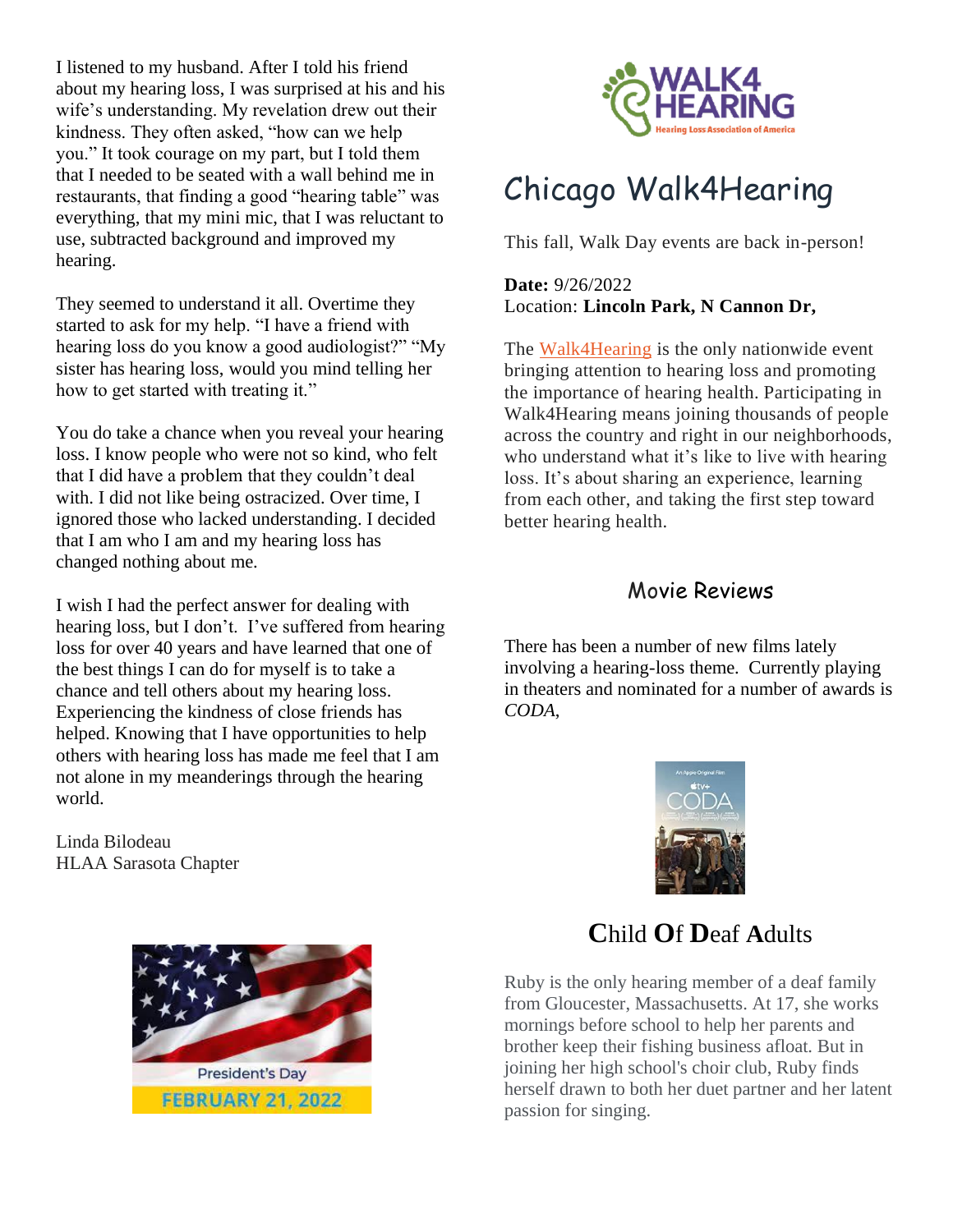I listened to my husband. After I told his friend about my hearing loss, I was surprised at his and his wife's understanding. My revelation drew out their kindness. They often asked, "how can we help you." It took courage on my part, but I told them that I needed to be seated with a wall behind me in restaurants, that finding a good "hearing table" was everything, that my mini mic, that I was reluctant to use, subtracted background and improved my hearing.

They seemed to understand it all. Overtime they started to ask for my help. "I have a friend with hearing loss do you know a good audiologist?" "My sister has hearing loss, would you mind telling her how to get started with treating it."

You do take a chance when you reveal your hearing loss. I know people who were not so kind, who felt that I did have a problem that they couldn't deal with. I did not like being ostracized. Over time, I ignored those who lacked understanding. I decided that I am who I am and my hearing loss has changed nothing about me.

I wish I had the perfect answer for dealing with hearing loss, but I don't. I've suffered from hearing loss for over 40 years and have learned that one of the best things I can do for myself is to take a chance and tell others about my hearing loss. Experiencing the kindness of close friends has helped. Knowing that I have opportunities to help others with hearing loss has made me feel that I am not alone in my meanderings through the hearing world.

Linda Bilodeau
HLAA Sarasota Chapter

President's Day
FEBRUARY 21, 2022

WALK4 HEARING
Hearing Loss Association of America

# Chicago Walk4Hearing

This fall, Walk Day events are back in-person!

**Date:** 9/26/2022
Location: **Lincoln Park, N Cannon Dr,**

The Walk4Hearing is the only nationwide event bringing attention to hearing loss and promoting the importance of hearing health. Participating in Walk4Hearing means joining thousands of people across the country and right in our neighborhoods, who understand what it's like to live with hearing loss. It's about sharing an experience, learning from each other, and taking the first step toward better hearing health.

## Movie Reviews

There has been a number of new films lately involving a hearing-loss theme. Currently playing in theaters and nominated for a number of awards is *CODA*,

## **C**hild **O**f **D**eaf **A**dults

Ruby is the only hearing member of a deaf family from Gloucester, Massachusetts. At 17, she works mornings before school to help her parents and brother keep their fishing business afloat. But in joining her high school's choir club, Ruby finds herself drawn to both her duet partner and her latent passion for singing.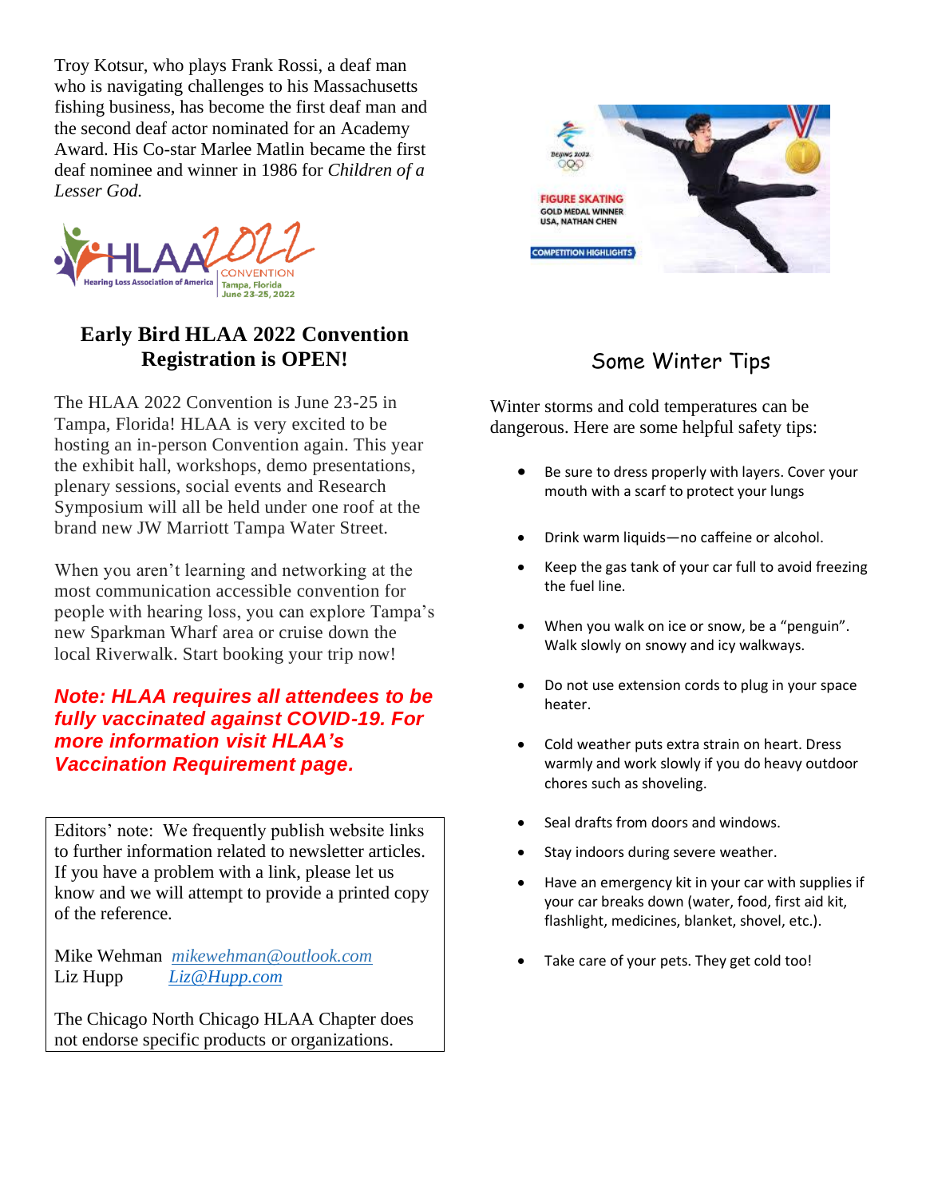Troy Kotsur, who plays Frank Rossi, a deaf man who is navigating challenges to his Massachusetts fishing business, has become the first deaf man and the second deaf actor nominated for an Academy Award. His Co-star Marlee Matlin became the first deaf nominee and winner in 1986 for *Children of a Lesser God.*

## Early Bird HLAA 2022 Convention Registration is OPEN!

The HLAA 2022 Convention is June 23-25 in Tampa, Florida! HLAA is very excited to be hosting an in-person Convention again. This year the exhibit hall, workshops, demo presentations, plenary sessions, social events and Research Symposium will all be held under one roof at the brand new JW Marriott Tampa Water Street.

When you aren't learning and networking at the most communication accessible convention for people with hearing loss, you can explore Tampa's new Sparkman Wharf area or cruise down the local Riverwalk. Start booking your trip now!

***Note: HLAA requires all attendees to be fully vaccinated against COVID-19. For more information visit HLAA's Vaccination Requirement page.***

Editors' note: We frequently publish website links to further information related to newsletter articles. If you have a problem with a link, please let us know and we will attempt to provide a printed copy of the reference.

Mike Wehman *mikewehman@outlook.com*
Liz Hupp *Liz@Hupp.com*

The Chicago North Chicago HLAA Chapter does not endorse specific products or organizations.

## Some Winter Tips

Winter storms and cold temperatures can be dangerous. Here are some helpful safety tips:

- Be sure to dress properly with layers. Cover your mouth with a scarf to protect your lungs
- Drink warm liquids—no caffeine or alcohol.
- Keep the gas tank of your car full to avoid freezing the fuel line.
- When you walk on ice or snow, be a "penguin". Walk slowly on snowy and icy walkways.
- Do not use extension cords to plug in your space heater.
- Cold weather puts extra strain on heart. Dress warmly and work slowly if you do heavy outdoor chores such as shoveling.
- Seal drafts from doors and windows.
- Stay indoors during severe weather.
- Have an emergency kit in your car with supplies if your car breaks down (water, food, first aid kit, flashlight, medicines, blanket, shovel, etc.).
- Take care of your pets. They get cold too!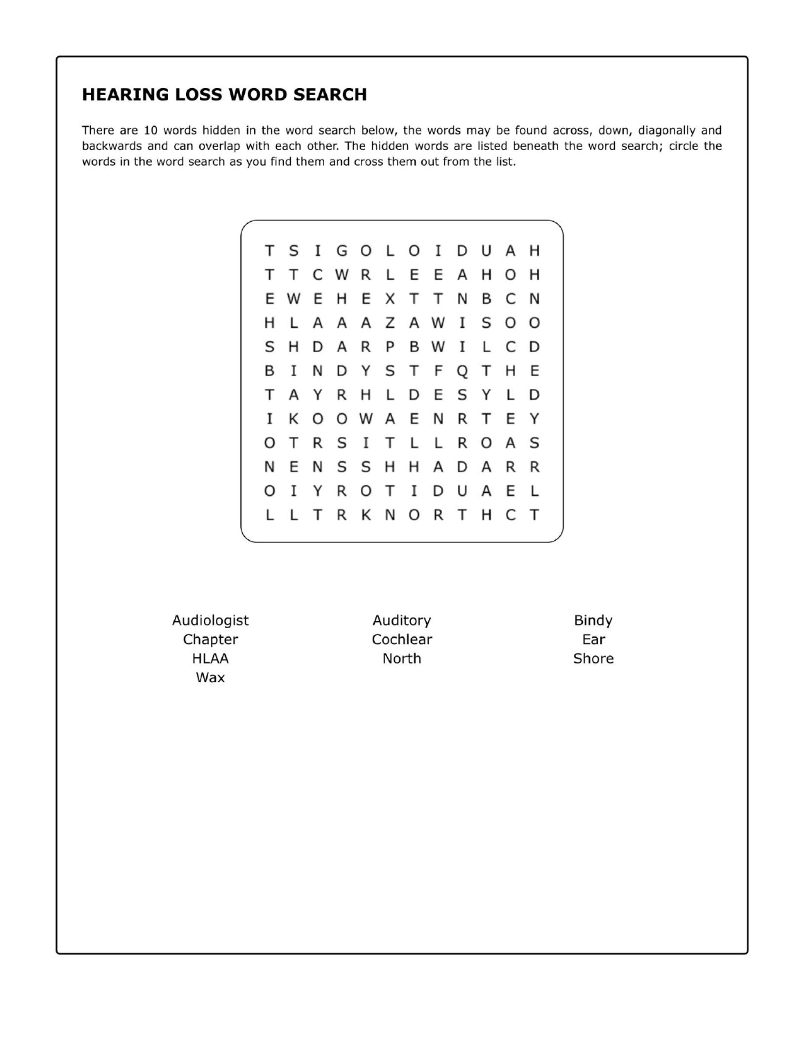## HEARING LOSS WORD SEARCH

There are 10 words hidden in the word search below, the words may be found across, down, diagonally and backwards and can overlap with each other. The hidden words are listed beneath the word search; circle the words in the word search as you find them and cross them out from the list.

```
T S I G O L O I D U A H
T T C W R L E E A H O H
E W E H E X T T N B C N
H L A A A Z A W I S O O
S H D A R P B W I L C D
B I N D Y S T F Q T H E
T A Y R H L D E S Y L D
I K O O W A E N R T E Y
O T R S I T L L R O A S
N E N S S H H A D A R R
O I Y R O T I D U A E L
L L T R K N O R T H C T
```

| | | |
|---|---|---|
| Audiologist | Auditory | Bindy |
| Chapter | Cochlear | Ear |
| HLAA | North | Shore |
| Wax | | |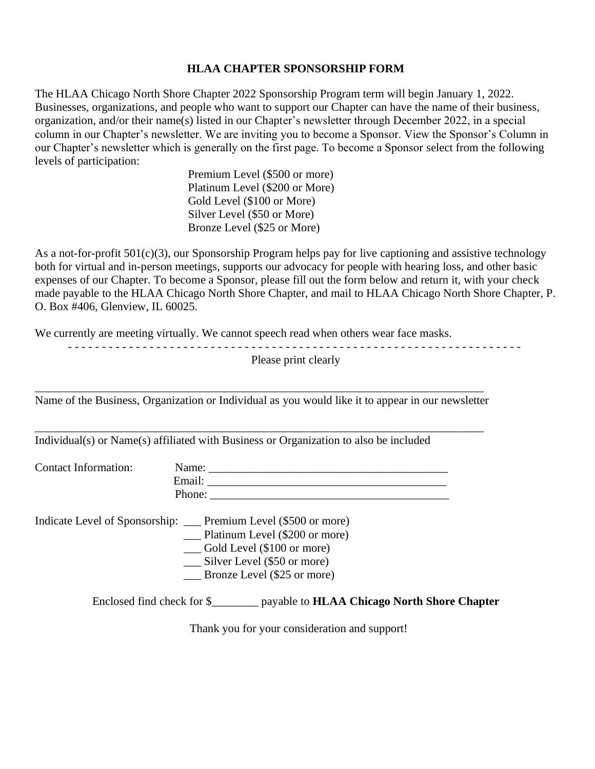## HLAA CHAPTER SPONSORSHIP FORM

The HLAA Chicago North Shore Chapter 2022 Sponsorship Program term will begin January 1, 2022. Businesses, organizations, and people who want to support our Chapter can have the name of their business, organization, and/or their name(s) listed in our Chapter's newsletter through December 2022, in a special column in our Chapter's newsletter. We are inviting you to become a Sponsor. View the Sponsor's Column in our Chapter's newsletter which is generally on the first page. To become a Sponsor select from the following levels of participation:

Premium Level ($500 or more)
Platinum Level ($200 or More)
Gold Level ($100 or More)
Silver Level ($50 or More)
Bronze Level ($25 or More)

As a not-for-profit 501(c)(3), our Sponsorship Program helps pay for live captioning and assistive technology both for virtual and in-person meetings, supports our advocacy for people with hearing loss, and other basic expenses of our Chapter. To become a Sponsor, please fill out the form below and return it, with your check made payable to the HLAA Chicago North Shore Chapter, and mail to HLAA Chicago North Shore Chapter, P. O. Box #406, Glenview, IL 60025.

We currently are meeting virtually. We cannot speech read when others wear face masks.

- - - - - - - - - - - - - - - - - - - - - - - - - - - - - - - - - - - - - - - - - - - - - - - - - - - - - - - - - - - - - - - -

Please print clearly

_______________________________________________________________________________
Name of the Business, Organization or Individual as you would like it to appear in our newsletter

_______________________________________________________________________________
Individual(s) or Name(s) affiliated with Business or Organization to also be included

Contact Information: Name: ________________________________________
Email: ________________________________________
Phone: ________________________________________

Indicate Level of Sponsorship: ___ Premium Level ($500 or more)
___ Platinum Level ($200 or more)
___ Gold Level ($100 or more)
___ Silver Level ($50 or more)
___ Bronze Level ($25 or more)

Enclosed find check for $________ payable to **HLAA Chicago North Shore Chapter**

Thank you for your consideration and support!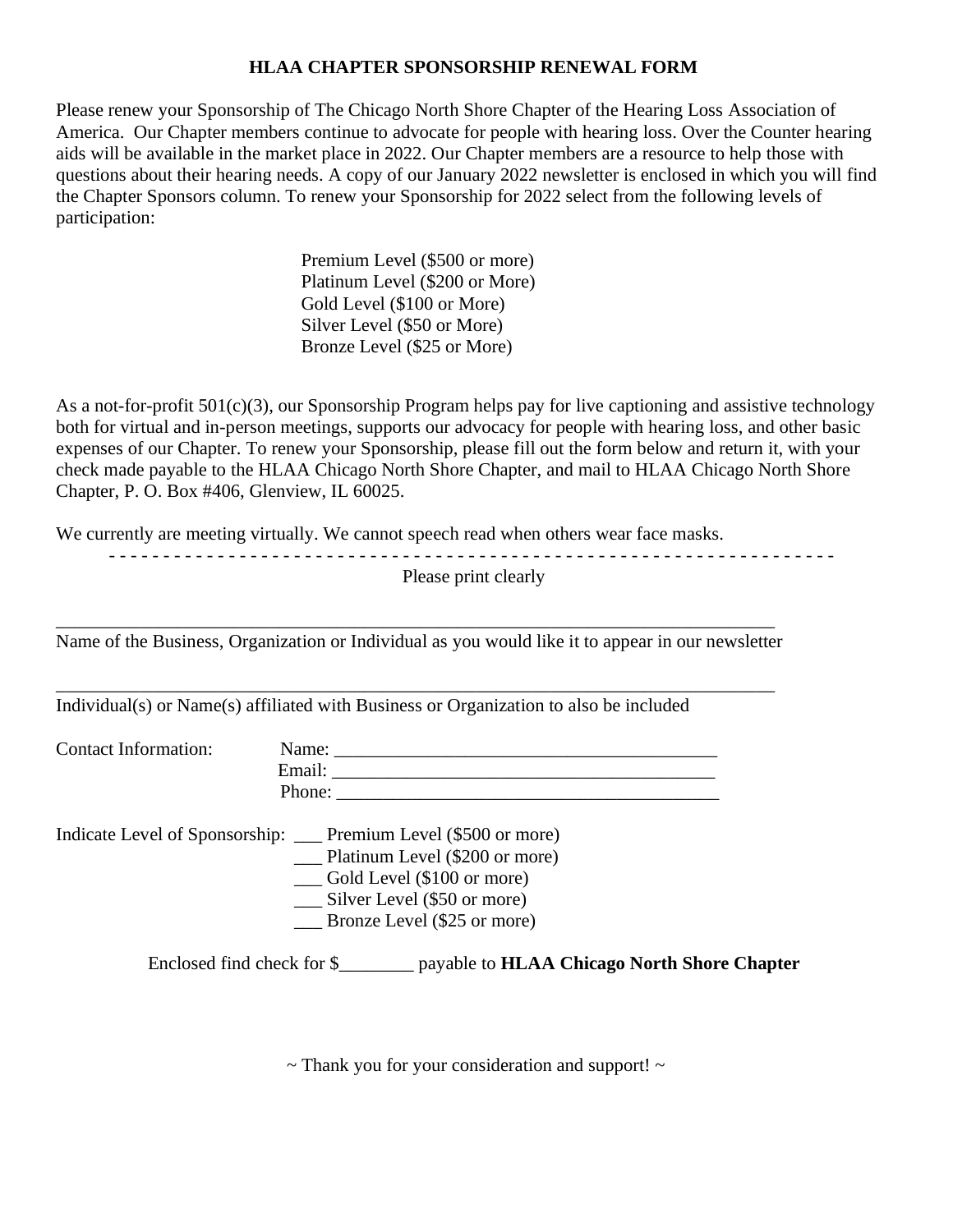**HLAA CHAPTER SPONSORSHIP RENEWAL FORM**

Please renew your Sponsorship of The Chicago North Shore Chapter of the Hearing Loss Association of America. Our Chapter members continue to advocate for people with hearing loss. Over the Counter hearing aids will be available in the market place in 2022. Our Chapter members are a resource to help those with questions about their hearing needs. A copy of our January 2022 newsletter is enclosed in which you will find the Chapter Sponsors column. To renew your Sponsorship for 2022 select from the following levels of participation:

Premium Level ($500 or more)
Platinum Level ($200 or More)
Gold Level ($100 or More)
Silver Level ($50 or More)
Bronze Level ($25 or More)

As a not-for-profit 501(c)(3), our Sponsorship Program helps pay for live captioning and assistive technology both for virtual and in-person meetings, supports our advocacy for people with hearing loss, and other basic expenses of our Chapter. To renew your Sponsorship, please fill out the form below and return it, with your check made payable to the HLAA Chicago North Shore Chapter, and mail to HLAA Chicago North Shore Chapter, P. O. Box #406, Glenview, IL 60025.

We currently are meeting virtually. We cannot speech read when others wear face masks.

- - - - - - - - - - - - - - - - - - - - - - - - - - - - - - - - - - - - - - - - - - - - - - - - - - - - - - - - - - - - - - - - -

Please print clearly

_____________________________________________________________________________
Name of the Business, Organization or Individual as you would like it to appear in our newsletter

_____________________________________________________________________________
Individual(s) or Name(s) affiliated with Business or Organization to also be included

Contact Information: Name: ________________________________________
Email: ________________________________________
Phone: ________________________________________

Indicate Level of Sponsorship: ___ Premium Level ($500 or more)
___ Platinum Level ($200 or more)
___ Gold Level ($100 or more)
___ Silver Level ($50 or more)
___ Bronze Level ($25 or more)

Enclosed find check for $________ payable to **HLAA Chicago North Shore Chapter**

~ Thank you for your consideration and support! ~